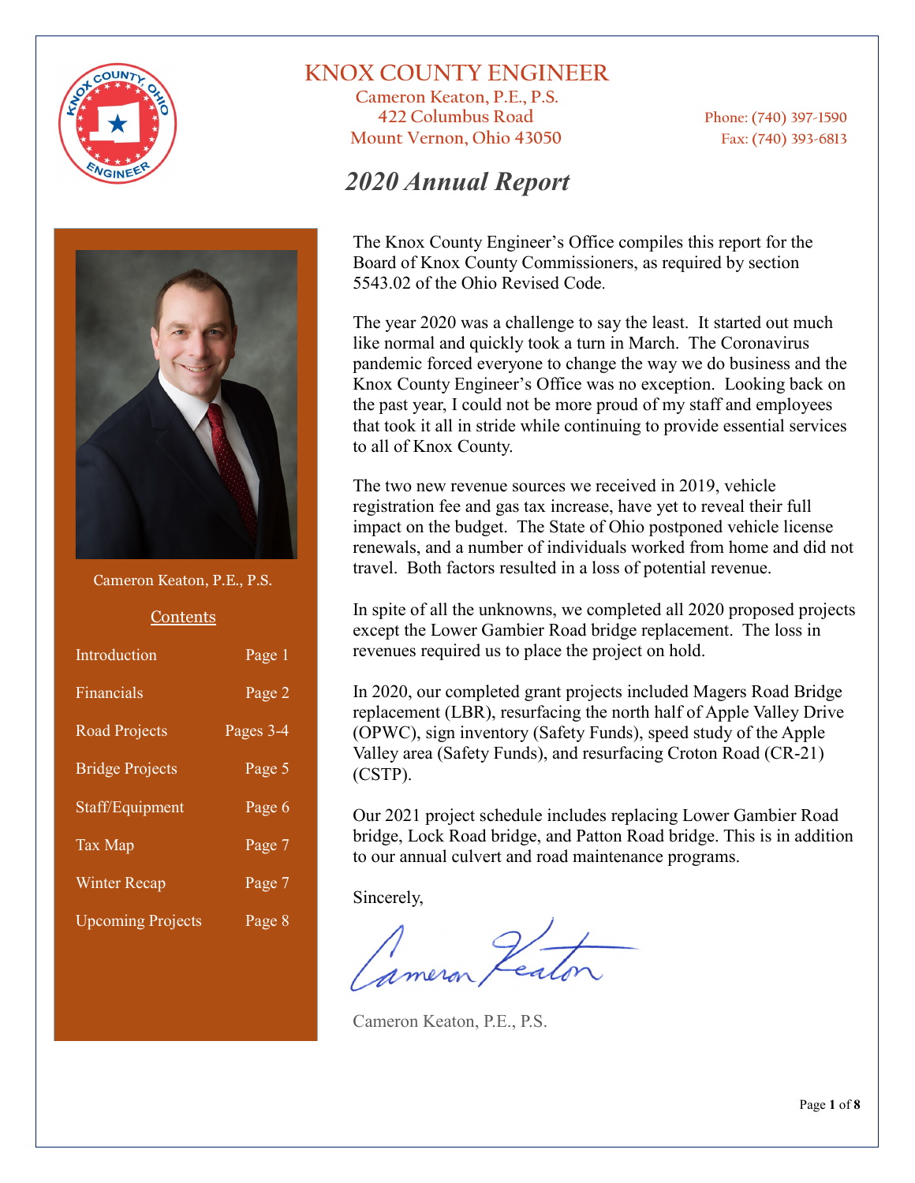# KNOX COUNTY ENGINEER

Cameron Keaton, P.E., P.S.
422 Columbus Road
Mount Vernon, Ohio 43050

Phone: (740) 397-1590
Fax: (740) 393-6813

## *2020 Annual Report*

Cameron Keaton, P.E., P.S.

**Contents**

| | |
|---|---|
| Introduction | Page 1 |
| Financials | Page 2 |
| Road Projects | Pages 3-4 |
| Bridge Projects | Page 5 |
| Staff/Equipment | Page 6 |
| Tax Map | Page 7 |
| Winter Recap | Page 7 |
| Upcoming Projects | Page 8 |

The Knox County Engineer's Office compiles this report for the Board of Knox County Commissioners, as required by section 5543.02 of the Ohio Revised Code.

The year 2020 was a challenge to say the least. It started out much like normal and quickly took a turn in March. The Coronavirus pandemic forced everyone to change the way we do business and the Knox County Engineer's Office was no exception. Looking back on the past year, I could not be more proud of my staff and employees that took it all in stride while continuing to provide essential services to all of Knox County.

The two new revenue sources we received in 2019, vehicle registration fee and gas tax increase, have yet to reveal their full impact on the budget. The State of Ohio postponed vehicle license renewals, and a number of individuals worked from home and did not travel. Both factors resulted in a loss of potential revenue.

In spite of all the unknowns, we completed all 2020 proposed projects except the Lower Gambier Road bridge replacement. The loss in revenues required us to place the project on hold.

In 2020, our completed grant projects included Magers Road Bridge replacement (LBR), resurfacing the north half of Apple Valley Drive (OPWC), sign inventory (Safety Funds), speed study of the Apple Valley area (Safety Funds), and resurfacing Croton Road (CR-21) (CSTP).

Our 2021 project schedule includes replacing Lower Gambier Road bridge, Lock Road bridge, and Patton Road bridge. This is in addition to our annual culvert and road maintenance programs.

Sincerely,

Cameron Keaton

Cameron Keaton, P.E., P.S.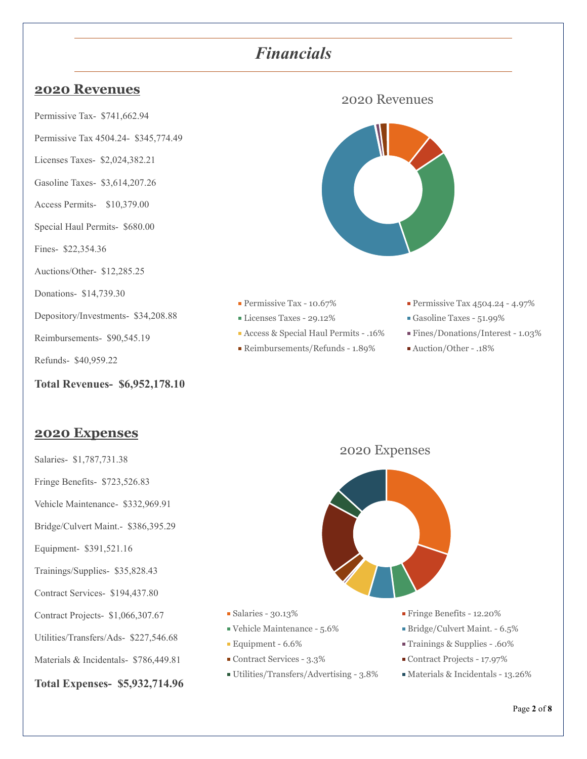# *Financials*

## 2020 Revenues

Permissive Tax- $741,662.94

Permissive Tax 4504.24- $345,774.49

Licenses Taxes- $2,024,382.21

Gasoline Taxes- $3,614,207.26

Access Permits- $10,379.00

Special Haul Permits- $680.00

Fines- $22,354.36

Auctions/Other- $12,285.25

Donations- $14,739.30

Depository/Investments- $34,208.88

Reimbursements- $90,545.19

Refunds- $40,959.22

**Total Revenues- $6,952,178.10**

2020 Revenues

- Permissive Tax - 10.67%
- Permissive Tax 4504.24 - 4.97%
- Licenses Taxes - 29.12%
- Gasoline Taxes - 51.99%
- Access & Special Haul Permits - .16%
- Fines/Donations/Interest - 1.03%
- Reimbursements/Refunds - 1.89%
- Auction/Other - .18%

## 2020 Expenses

Salaries- $1,787,731.38

Fringe Benefits- $723,526.83

Vehicle Maintenance- $332,969.91

Bridge/Culvert Maint.- $386,395.29

Equipment- $391,521.16

Trainings/Supplies- $35,828.43

Contract Services- $194,437.80

Contract Projects- $1,066,307.67

Utilities/Transfers/Ads- $227,546.68

Materials & Incidentals- $786,449.81

**Total Expenses- $5,932,714.96**

2020 Expenses

- Salaries - 30.13%
- Fringe Benefits - 12.20%
- Vehicle Maintenance - 5.6%
- Bridge/Culvert Maint. - 6.5%
- Equipment - 6.6%
- Trainings & Supplies - .60%
- Contract Services - 3.3%
- Contract Projects - 17.97%
- Utilities/Transfers/Advertising - 3.8%
- Materials & Incidentals - 13.26%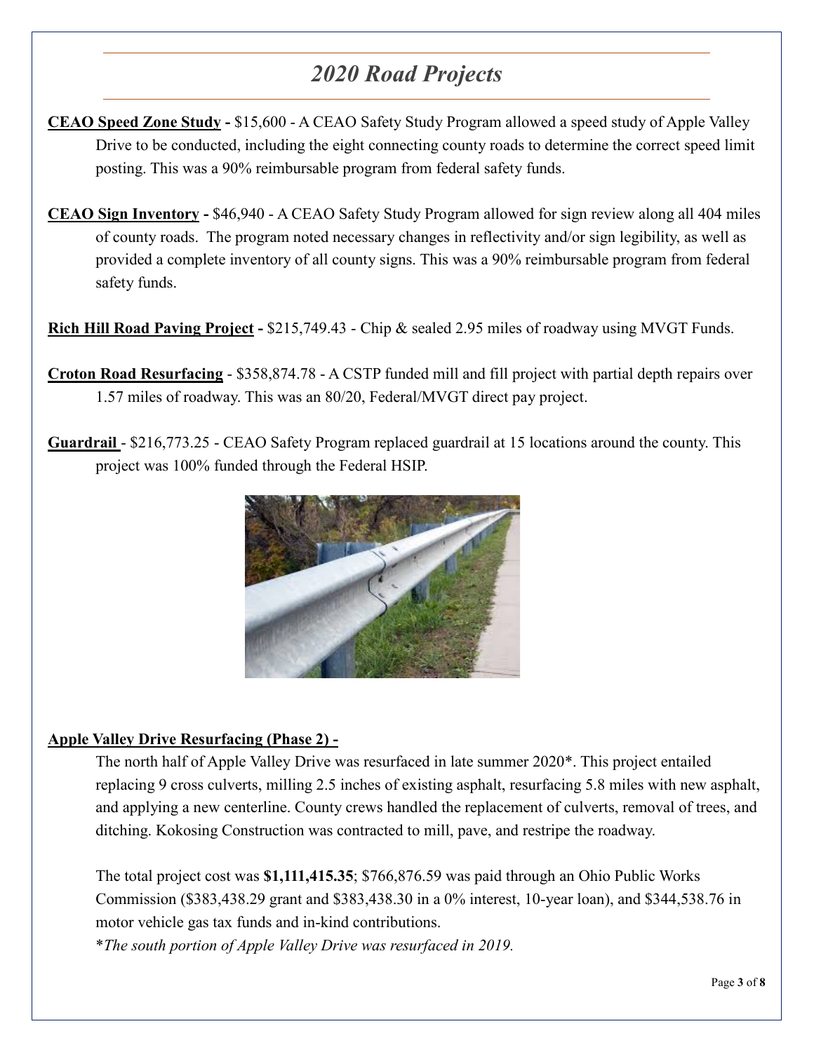# *2020 Road Projects*

**CEAO Speed Zone Study -** $15,600 - A CEAO Safety Study Program allowed a speed study of Apple Valley Drive to be conducted, including the eight connecting county roads to determine the correct speed limit posting. This was a 90% reimbursable program from federal safety funds.

**CEAO Sign Inventory -** $46,940 - A CEAO Safety Study Program allowed for sign review along all 404 miles of county roads. The program noted necessary changes in reflectivity and/or sign legibility, as well as provided a complete inventory of all county signs. This was a 90% reimbursable program from federal safety funds.

**Rich Hill Road Paving Project -** $215,749.43 - Chip & sealed 2.95 miles of roadway using MVGT Funds.

**Croton Road Resurfacing** - $358,874.78 - A CSTP funded mill and fill project with partial depth repairs over 1.57 miles of roadway. This was an 80/20, Federal/MVGT direct pay project.

**Guardrail** - $216,773.25 - CEAO Safety Program replaced guardrail at 15 locations around the county. This project was 100% funded through the Federal HSIP.

**Apple Valley Drive Resurfacing (Phase 2) -**

The north half of Apple Valley Drive was resurfaced in late summer 2020*. This project entailed replacing 9 cross culverts, milling 2.5 inches of existing asphalt, resurfacing 5.8 miles with new asphalt, and applying a new centerline. County crews handled the replacement of culverts, removal of trees, and ditching. Kokosing Construction was contracted to mill, pave, and restripe the roadway.

The total project cost was **$1,111,415.35**; $766,876.59 was paid through an Ohio Public Works Commission ($383,438.29 grant and $383,438.30 in a 0% interest, 10-year loan), and $344,538.76 in motor vehicle gas tax funds and in-kind contributions.

**The south portion of Apple Valley Drive was resurfaced in 2019.*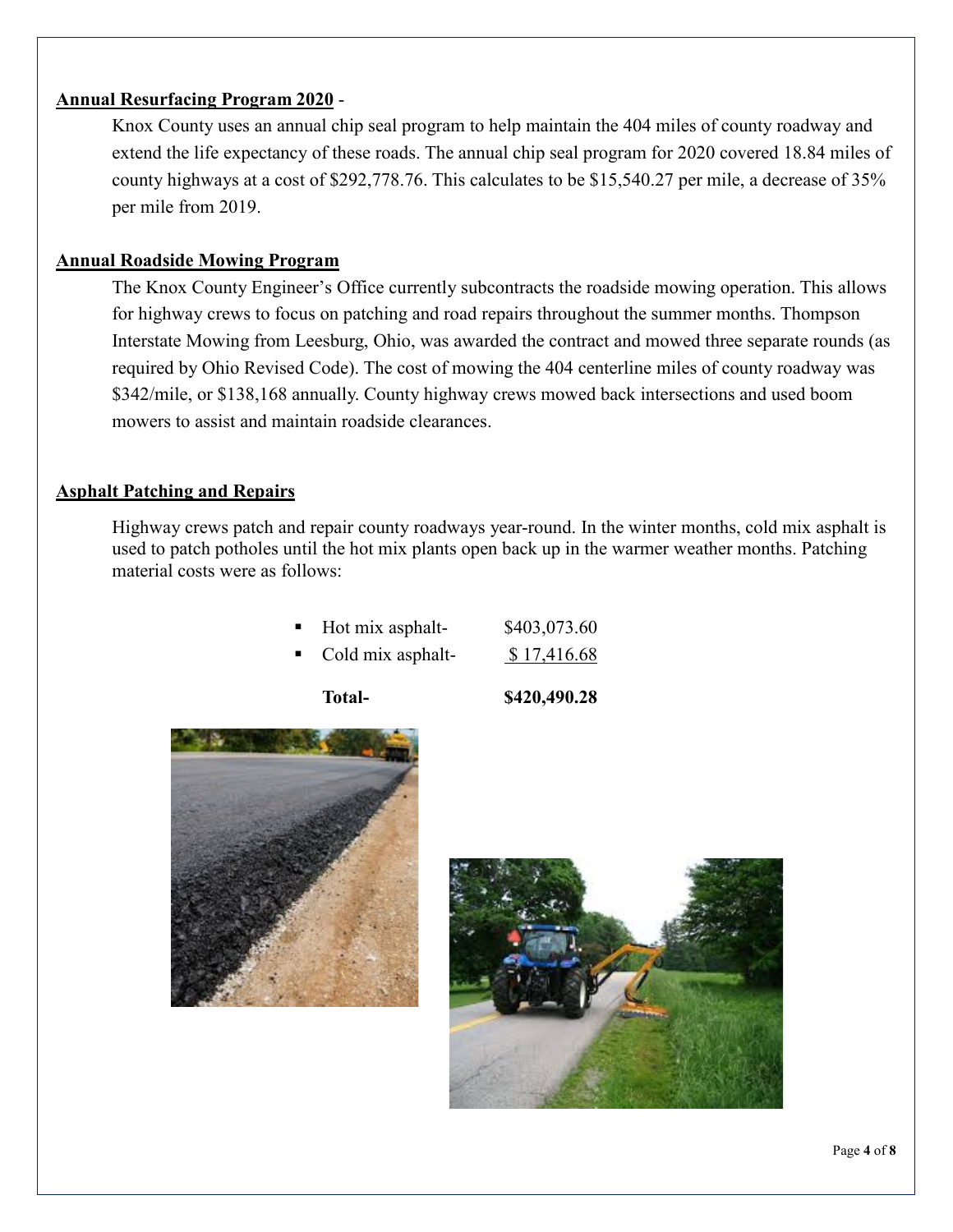**Annual Resurfacing Program 2020** -

Knox County uses an annual chip seal program to help maintain the 404 miles of county roadway and extend the life expectancy of these roads. The annual chip seal program for 2020 covered 18.84 miles of county highways at a cost of $292,778.76. This calculates to be $15,540.27 per mile, a decrease of 35% per mile from 2019.

**Annual Roadside Mowing Program**

The Knox County Engineer's Office currently subcontracts the roadside mowing operation. This allows for highway crews to focus on patching and road repairs throughout the summer months. Thompson Interstate Mowing from Leesburg, Ohio, was awarded the contract and mowed three separate rounds (as required by Ohio Revised Code). The cost of mowing the 404 centerline miles of county roadway was $342/mile, or $138,168 annually. County highway crews mowed back intersections and used boom mowers to assist and maintain roadside clearances.

**Asphalt Patching and Repairs**

Highway crews patch and repair county roadways year-round. In the winter months, cold mix asphalt is used to patch potholes until the hot mix plants open back up in the warmer weather months. Patching material costs were as follows:

- Hot mix asphalt- $403,073.60
- Cold mix asphalt- $ 17,416.68

**Total- $420,490.28**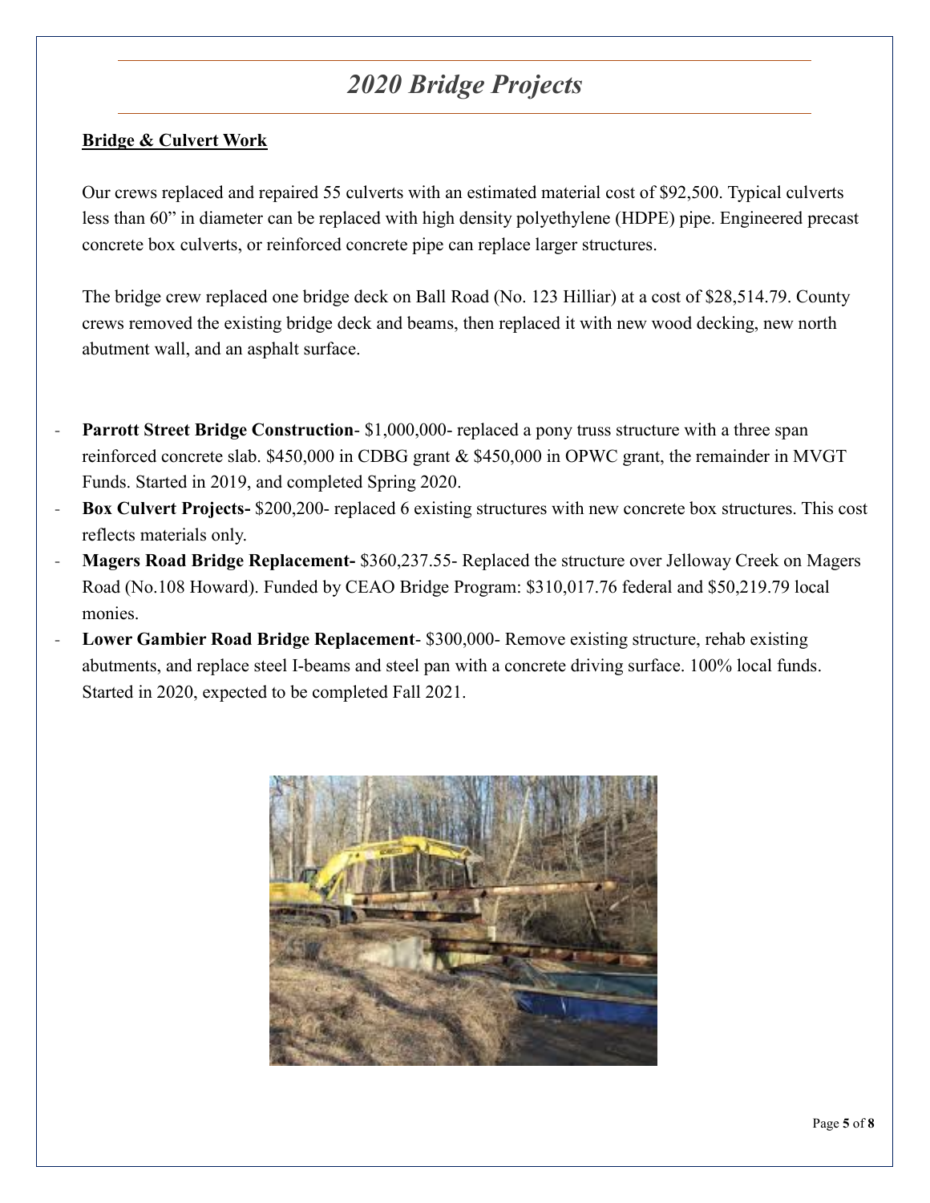# *2020 Bridge Projects*

**Bridge & Culvert Work**

Our crews replaced and repaired 55 culverts with an estimated material cost of $92,500. Typical culverts less than 60" in diameter can be replaced with high density polyethylene (HDPE) pipe. Engineered precast concrete box culverts, or reinforced concrete pipe can replace larger structures.

The bridge crew replaced one bridge deck on Ball Road (No. 123 Hilliar) at a cost of $28,514.79. County crews removed the existing bridge deck and beams, then replaced it with new wood decking, new north abutment wall, and an asphalt surface.

- **Parrott Street Bridge Construction**- $1,000,000- replaced a pony truss structure with a three span reinforced concrete slab. $450,000 in CDBG grant & $450,000 in OPWC grant, the remainder in MVGT Funds. Started in 2019, and completed Spring 2020.
- **Box Culvert Projects-** $200,200- replaced 6 existing structures with new concrete box structures. This cost reflects materials only.
- **Magers Road Bridge Replacement-** $360,237.55- Replaced the structure over Jelloway Creek on Magers Road (No.108 Howard). Funded by CEAO Bridge Program: $310,017.76 federal and $50,219.79 local monies.
- **Lower Gambier Road Bridge Replacement**- $300,000- Remove existing structure, rehab existing abutments, and replace steel I-beams and steel pan with a concrete driving surface. 100% local funds. Started in 2020, expected to be completed Fall 2021.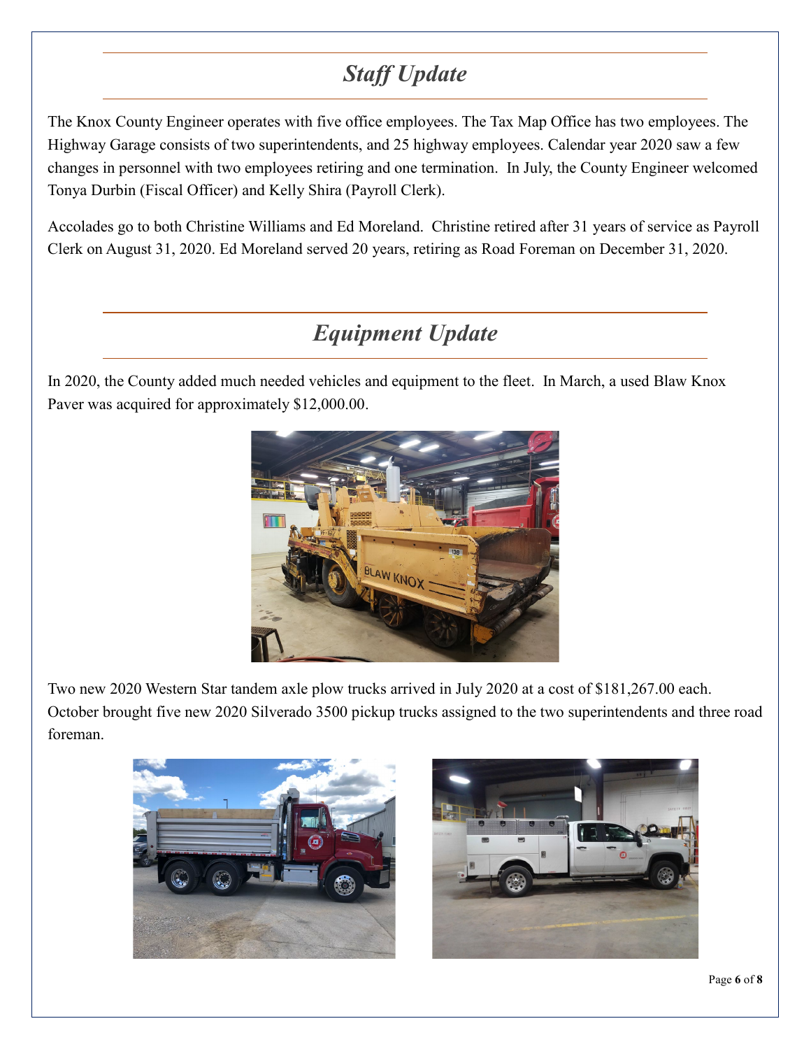## *Staff Update*

The Knox County Engineer operates with five office employees. The Tax Map Office has two employees. The Highway Garage consists of two superintendents, and 25 highway employees. Calendar year 2020 saw a few changes in personnel with two employees retiring and one termination. In July, the County Engineer welcomed Tonya Durbin (Fiscal Officer) and Kelly Shira (Payroll Clerk).

Accolades go to both Christine Williams and Ed Moreland. Christine retired after 31 years of service as Payroll Clerk on August 31, 2020. Ed Moreland served 20 years, retiring as Road Foreman on December 31, 2020.

## *Equipment Update*

In 2020, the County added much needed vehicles and equipment to the fleet. In March, a used Blaw Knox Paver was acquired for approximately $12,000.00.

Two new 2020 Western Star tandem axle plow trucks arrived in July 2020 at a cost of $181,267.00 each. October brought five new 2020 Silverado 3500 pickup trucks assigned to the two superintendents and three road foreman.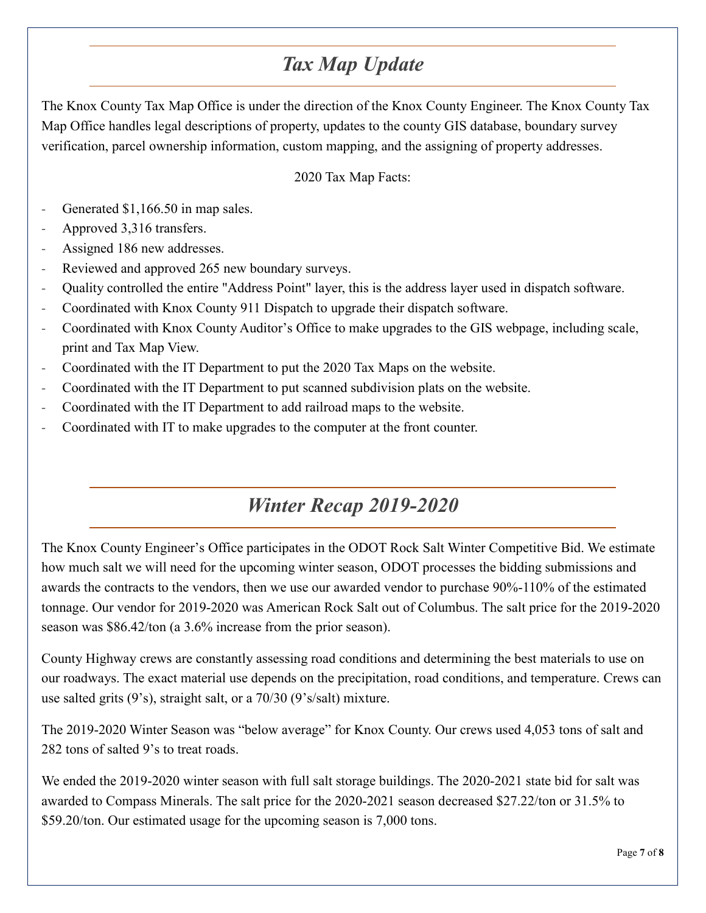# *Tax Map Update*

The Knox County Tax Map Office is under the direction of the Knox County Engineer. The Knox County Tax Map Office handles legal descriptions of property, updates to the county GIS database, boundary survey verification, parcel ownership information, custom mapping, and the assigning of property addresses.

2020 Tax Map Facts:

- Generated $1,166.50 in map sales.
- Approved 3,316 transfers.
- Assigned 186 new addresses.
- Reviewed and approved 265 new boundary surveys.
- Quality controlled the entire "Address Point" layer, this is the address layer used in dispatch software.
- Coordinated with Knox County 911 Dispatch to upgrade their dispatch software.
- Coordinated with Knox County Auditor's Office to make upgrades to the GIS webpage, including scale, print and Tax Map View.
- Coordinated with the IT Department to put the 2020 Tax Maps on the website.
- Coordinated with the IT Department to put scanned subdivision plats on the website.
- Coordinated with the IT Department to add railroad maps to the website.
- Coordinated with IT to make upgrades to the computer at the front counter.

# *Winter Recap 2019-2020*

The Knox County Engineer's Office participates in the ODOT Rock Salt Winter Competitive Bid. We estimate how much salt we will need for the upcoming winter season, ODOT processes the bidding submissions and awards the contracts to the vendors, then we use our awarded vendor to purchase 90%-110% of the estimated tonnage. Our vendor for 2019-2020 was American Rock Salt out of Columbus. The salt price for the 2019-2020 season was $86.42/ton (a 3.6% increase from the prior season).

County Highway crews are constantly assessing road conditions and determining the best materials to use on our roadways. The exact material use depends on the precipitation, road conditions, and temperature. Crews can use salted grits (9's), straight salt, or a 70/30 (9's/salt) mixture.

The 2019-2020 Winter Season was "below average" for Knox County. Our crews used 4,053 tons of salt and 282 tons of salted 9's to treat roads.

We ended the 2019-2020 winter season with full salt storage buildings. The 2020-2021 state bid for salt was awarded to Compass Minerals. The salt price for the 2020-2021 season decreased $27.22/ton or 31.5% to $59.20/ton. Our estimated usage for the upcoming season is 7,000 tons.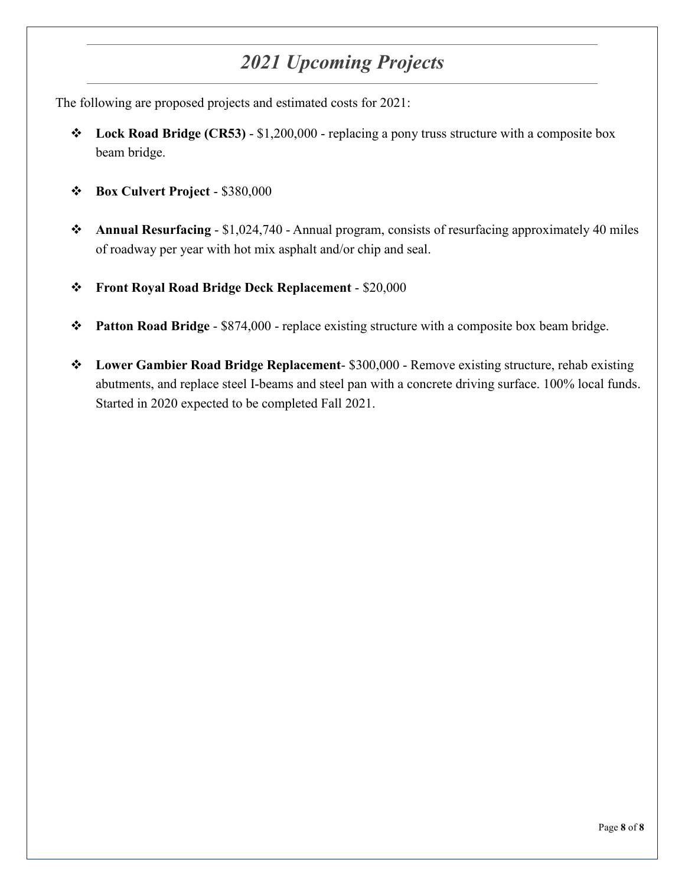# *2021 Upcoming Projects*

The following are proposed projects and estimated costs for 2021:

- **Lock Road Bridge (CR53)** - $1,200,000 - replacing a pony truss structure with a composite box beam bridge.
- **Box Culvert Project** - $380,000
- **Annual Resurfacing** - $1,024,740 - Annual program, consists of resurfacing approximately 40 miles of roadway per year with hot mix asphalt and/or chip and seal.
- **Front Royal Road Bridge Deck Replacement** - $20,000
- **Patton Road Bridge** - $874,000 - replace existing structure with a composite box beam bridge.
- **Lower Gambier Road Bridge Replacement**- $300,000 - Remove existing structure, rehab existing abutments, and replace steel I-beams and steel pan with a concrete driving surface. 100% local funds. Started in 2020 expected to be completed Fall 2021.